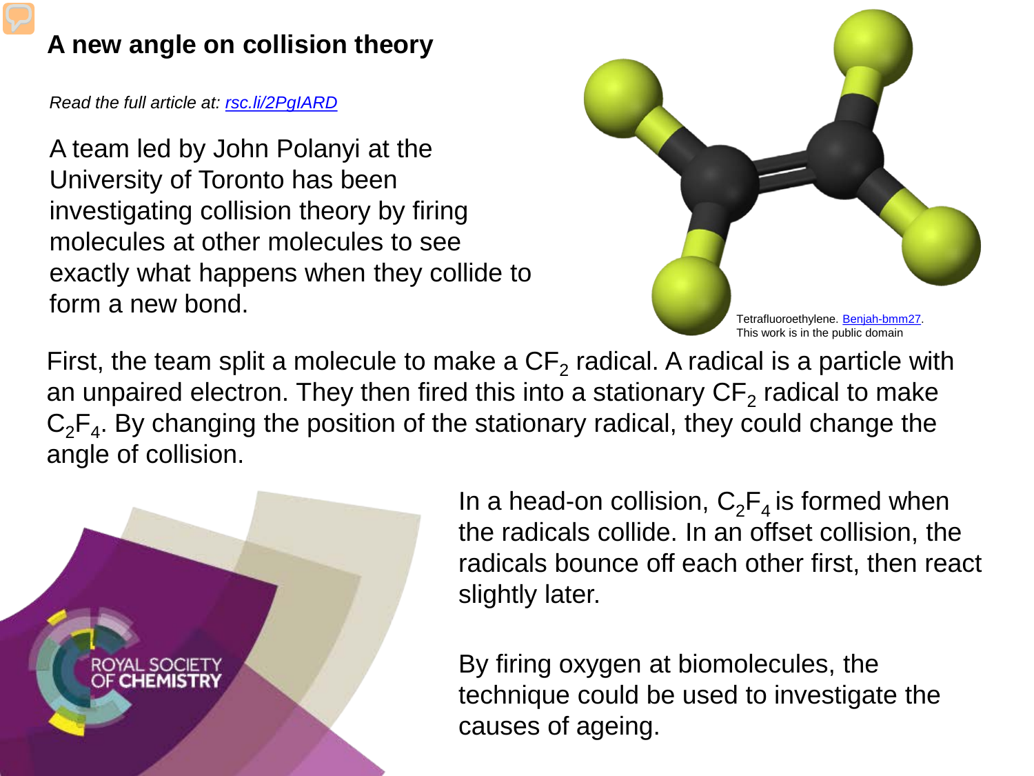# A new angle on collision theory

*Read the full article at: [rsc.li/2PgIARD](rsc.li/2PgIARD)*

A team led by John Polanyi at the University of Toronto has been investigating collision theory by firing molecules at other molecules to see exactly what happens when they collide to form a new bond.

Tetrafluoroethylene. Benjah-bmm27. This work is in the public domain

First, the team split a molecule to make a $CF_2$ radical. A radical is a particle with an unpaired electron. They then fired this into a stationary $CF_2$ radical to make $C_2F_4$. By changing the position of the stationary radical, they could change the angle of collision.

In a head-on collision, $C_2F_4$ is formed when the radicals collide. In an offset collision, the radicals bounce off each other first, then react slightly later.

By firing oxygen at biomolecules, the technique could be used to investigate the causes of ageing.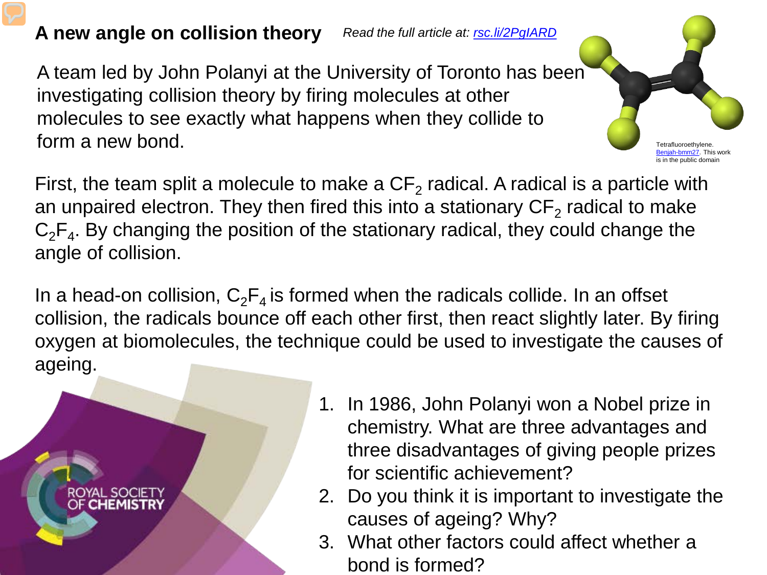# A new angle on collision theory

*Read the full article at: rsc.li/2PgIARD*

A team led by John Polanyi at the University of Toronto has been investigating collision theory by firing molecules at other molecules to see exactly what happens when they collide to form a new bond.

Tetrafluoroethylene. Benjah-bmm27. This work is in the public domain

First, the team split a molecule to make a $CF_2$ radical. A radical is a particle with an unpaired electron. They then fired this into a stationary $CF_2$ radical to make $C_2F_4$. By changing the position of the stationary radical, they could change the angle of collision.

In a head-on collision, $C_2F_4$ is formed when the radicals collide. In an offset collision, the radicals bounce off each other first, then react slightly later. By firing oxygen at biomolecules, the technique could be used to investigate the causes of ageing.

1. In 1986, John Polanyi won a Nobel prize in chemistry. What are three advantages and three disadvantages of giving people prizes for scientific achievement?
2. Do you think it is important to investigate the causes of ageing? Why?
3. What other factors could affect whether a bond is formed?

ROYAL SOCIETY OF CHEMISTRY